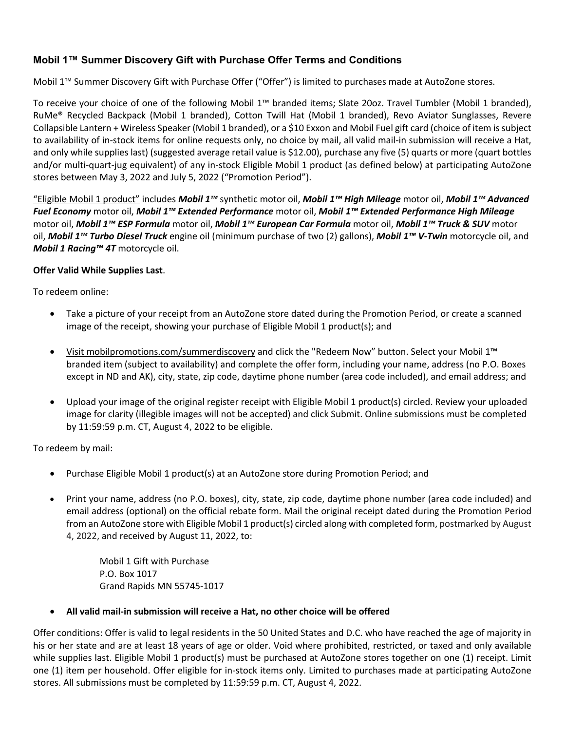## **Mobil 1™ Summer Discovery Gift with Purchase Offer Terms and Conditions**

Mobil 1™ Summer Discovery Gift with Purchase Offer ("Offer") is limited to purchases made at AutoZone stores.

To receive your choice of one of the following Mobil 1™ branded items; Slate 20oz. Travel Tumbler (Mobil 1 branded), RuMe® Recycled Backpack (Mobil 1 branded), Cotton Twill Hat (Mobil 1 branded), Revo Aviator Sunglasses, Revere Collapsible Lantern + Wireless Speaker (Mobil 1 branded), or a $10 Exxon and Mobil Fuel gift card (choice of item is subject to availability of in-stock items for online requests only, no choice by mail, all valid mail-in submission will receive a Hat, and only while supplies last) (suggested average retail value is $12.00), purchase any five (5) quarts or more (quart bottles and/or multi-quart-jug equivalent) of any in-stock Eligible Mobil 1 product (as defined below) at participating AutoZone stores between May 3, 2022 and July 5, 2022 ("Promotion Period").

"Eligible Mobil 1 product" includes ***Mobil 1™*** synthetic motor oil, ***Mobil 1™ High Mileage*** motor oil, ***Mobil 1™ Advanced Fuel Economy*** motor oil, ***Mobil 1™ Extended Performance*** motor oil, ***Mobil 1™ Extended Performance High Mileage*** motor oil, ***Mobil 1™ ESP Formula*** motor oil, ***Mobil 1™ European Car Formula*** motor oil, ***Mobil 1™ Truck & SUV*** motor oil, ***Mobil 1™ Turbo Diesel Truck*** engine oil (minimum purchase of two (2) gallons), ***Mobil 1™ V-Twin*** motorcycle oil, and ***Mobil 1 Racing™ 4T*** motorcycle oil.

**Offer Valid While Supplies Last**.

To redeem online:

- Take a picture of your receipt from an AutoZone store dated during the Promotion Period, or create a scanned image of the receipt, showing your purchase of Eligible Mobil 1 product(s); and
- Visit mobilpromotions.com/summerdiscovery and click the "Redeem Now" button. Select your Mobil 1™ branded item (subject to availability) and complete the offer form, including your name, address (no P.O. Boxes except in ND and AK), city, state, zip code, daytime phone number (area code included), and email address; and
- Upload your image of the original register receipt with Eligible Mobil 1 product(s) circled. Review your uploaded image for clarity (illegible images will not be accepted) and click Submit. Online submissions must be completed by 11:59:59 p.m. CT, August 4, 2022 to be eligible.

To redeem by mail:

- Purchase Eligible Mobil 1 product(s) at an AutoZone store during Promotion Period; and
- Print your name, address (no P.O. boxes), city, state, zip code, daytime phone number (area code included) and email address (optional) on the official rebate form. Mail the original receipt dated during the Promotion Period from an AutoZone store with Eligible Mobil 1 product(s) circled along with completed form, postmarked by August 4, 2022, and received by August 11, 2022, to:

  Mobil 1 Gift with Purchase
  P.O. Box 1017
  Grand Rapids MN 55745-1017

- **All valid mail-in submission will receive a Hat, no other choice will be offered**

Offer conditions: Offer is valid to legal residents in the 50 United States and D.C. who have reached the age of majority in his or her state and are at least 18 years of age or older. Void where prohibited, restricted, or taxed and only available while supplies last. Eligible Mobil 1 product(s) must be purchased at AutoZone stores together on one (1) receipt. Limit one (1) item per household. Offer eligible for in-stock items only. Limited to purchases made at participating AutoZone stores. All submissions must be completed by 11:59:59 p.m. CT, August 4, 2022.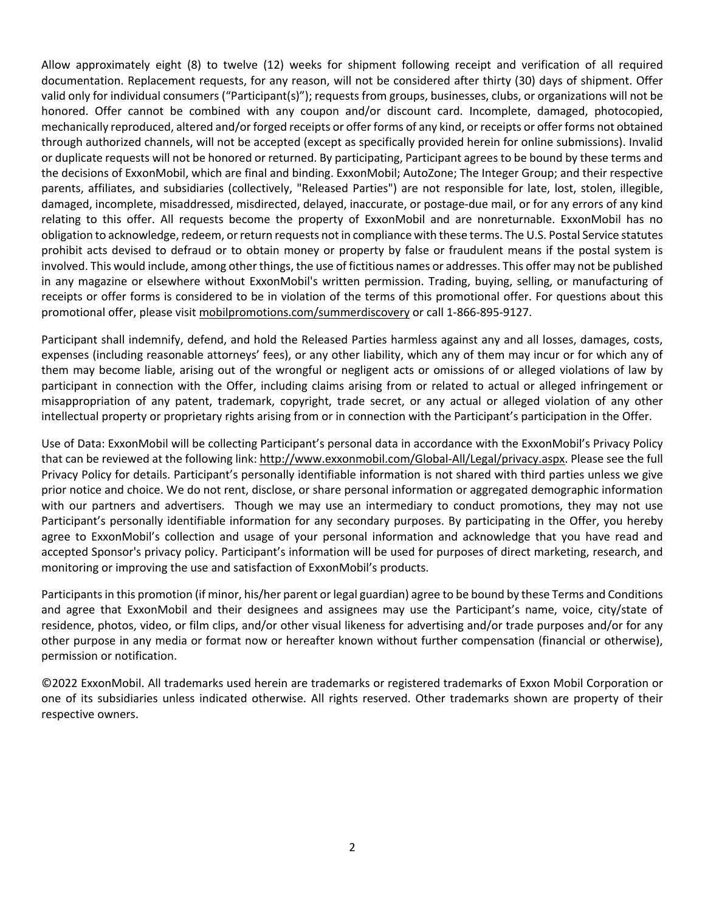Allow approximately eight (8) to twelve (12) weeks for shipment following receipt and verification of all required documentation. Replacement requests, for any reason, will not be considered after thirty (30) days of shipment. Offer valid only for individual consumers (“Participant(s)”); requests from groups, businesses, clubs, or organizations will not be honored. Offer cannot be combined with any coupon and/or discount card. Incomplete, damaged, photocopied, mechanically reproduced, altered and/or forged receipts or offer forms of any kind, or receipts or offer forms not obtained through authorized channels, will not be accepted (except as specifically provided herein for online submissions). Invalid or duplicate requests will not be honored or returned. By participating, Participant agrees to be bound by these terms and the decisions of ExxonMobil, which are final and binding. ExxonMobil; AutoZone; The Integer Group; and their respective parents, affiliates, and subsidiaries (collectively, "Released Parties") are not responsible for late, lost, stolen, illegible, damaged, incomplete, misaddressed, misdirected, delayed, inaccurate, or postage-due mail, or for any errors of any kind relating to this offer. All requests become the property of ExxonMobil and are nonreturnable. ExxonMobil has no obligation to acknowledge, redeem, or return requests not in compliance with these terms. The U.S. Postal Service statutes prohibit acts devised to defraud or to obtain money or property by false or fraudulent means if the postal system is involved. This would include, among other things, the use of fictitious names or addresses. This offer may not be published in any magazine or elsewhere without ExxonMobil's written permission. Trading, buying, selling, or manufacturing of receipts or offer forms is considered to be in violation of the terms of this promotional offer. For questions about this promotional offer, please visit mobilpromotions.com/summerdiscovery or call 1-866-895-9127.

Participant shall indemnify, defend, and hold the Released Parties harmless against any and all losses, damages, costs, expenses (including reasonable attorneys’ fees), or any other liability, which any of them may incur or for which any of them may become liable, arising out of the wrongful or negligent acts or omissions of or alleged violations of law by participant in connection with the Offer, including claims arising from or related to actual or alleged infringement or misappropriation of any patent, trademark, copyright, trade secret, or any actual or alleged violation of any other intellectual property or proprietary rights arising from or in connection with the Participant’s participation in the Offer.

Use of Data: ExxonMobil will be collecting Participant’s personal data in accordance with the ExxonMobil’s Privacy Policy that can be reviewed at the following link: http://www.exxonmobil.com/Global-All/Legal/privacy.aspx. Please see the full Privacy Policy for details. Participant’s personally identifiable information is not shared with third parties unless we give prior notice and choice. We do not rent, disclose, or share personal information or aggregated demographic information with our partners and advertisers. Though we may use an intermediary to conduct promotions, they may not use Participant’s personally identifiable information for any secondary purposes. By participating in the Offer, you hereby agree to ExxonMobil’s collection and usage of your personal information and acknowledge that you have read and accepted Sponsor's privacy policy. Participant’s information will be used for purposes of direct marketing, research, and monitoring or improving the use and satisfaction of ExxonMobil’s products.

Participants in this promotion (if minor, his/her parent or legal guardian) agree to be bound by these Terms and Conditions and agree that ExxonMobil and their designees and assignees may use the Participant’s name, voice, city/state of residence, photos, video, or film clips, and/or other visual likeness for advertising and/or trade purposes and/or for any other purpose in any media or format now or hereafter known without further compensation (financial or otherwise), permission or notification.

©2022 ExxonMobil. All trademarks used herein are trademarks or registered trademarks of Exxon Mobil Corporation or one of its subsidiaries unless indicated otherwise. All rights reserved. Other trademarks shown are property of their respective owners.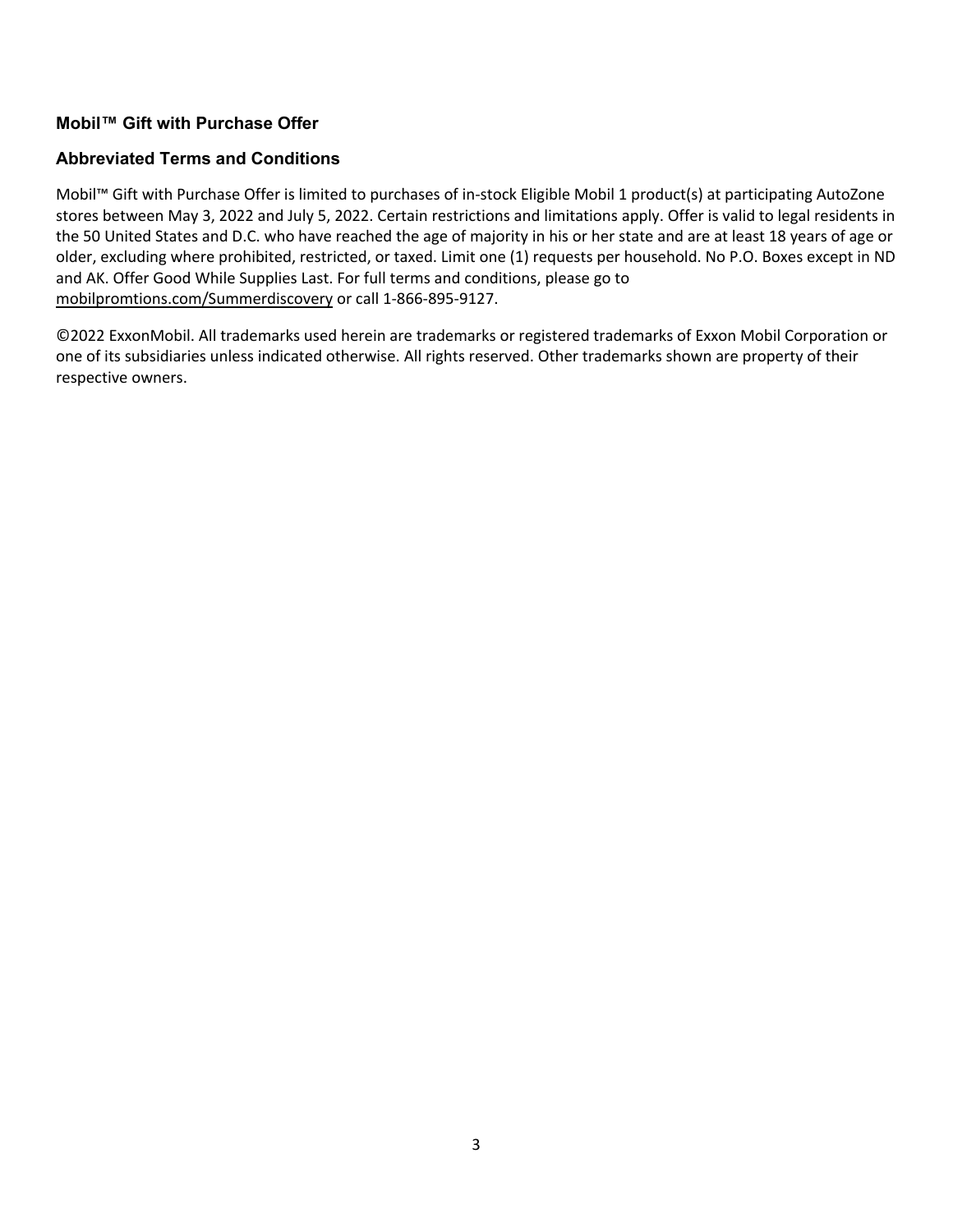## Mobil™ Gift with Purchase Offer

### Abbreviated Terms and Conditions

Mobil™ Gift with Purchase Offer is limited to purchases of in-stock Eligible Mobil 1 product(s) at participating AutoZone stores between May 3, 2022 and July 5, 2022. Certain restrictions and limitations apply. Offer is valid to legal residents in the 50 United States and D.C. who have reached the age of majority in his or her state and are at least 18 years of age or older, excluding where prohibited, restricted, or taxed. Limit one (1) requests per household. No P.O. Boxes except in ND and AK. Offer Good While Supplies Last. For full terms and conditions, please go to mobilpromtions.com/Summerdiscovery or call 1-866-895-9127.

©2022 ExxonMobil. All trademarks used herein are trademarks or registered trademarks of Exxon Mobil Corporation or one of its subsidiaries unless indicated otherwise. All rights reserved. Other trademarks shown are property of their respective owners.